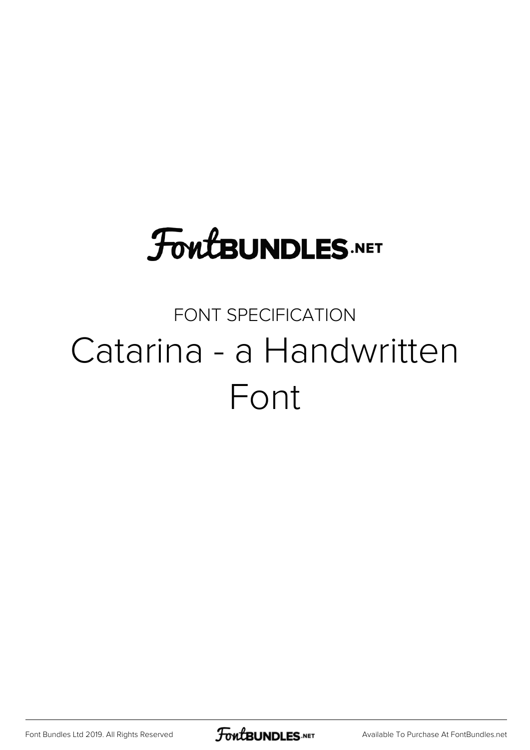FontBUNDLES.NET

FONT SPECIFICATION

# Catarina - a Handwritten Font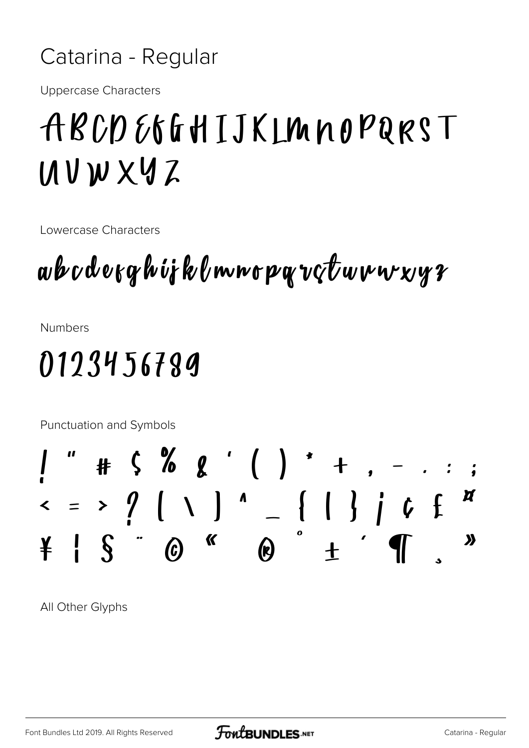# Catarina - Regular

Uppercase Characters

ABCDEFGHIJKLMNOPQRST
UVWXYZ

Lowercase Characters

abcdefghijklmnopqrstuvwxyz

Numbers

0123456789

Punctuation and Symbols

! " # $ % & ' ( ) * + , - . : ;
< = > ? [ \ ] ^ _ { | } ¡ ¢ £ ¤
¥ ¦ § ¨ © « ® ° ± ´ ¶ ¸ »

All Other Glyphs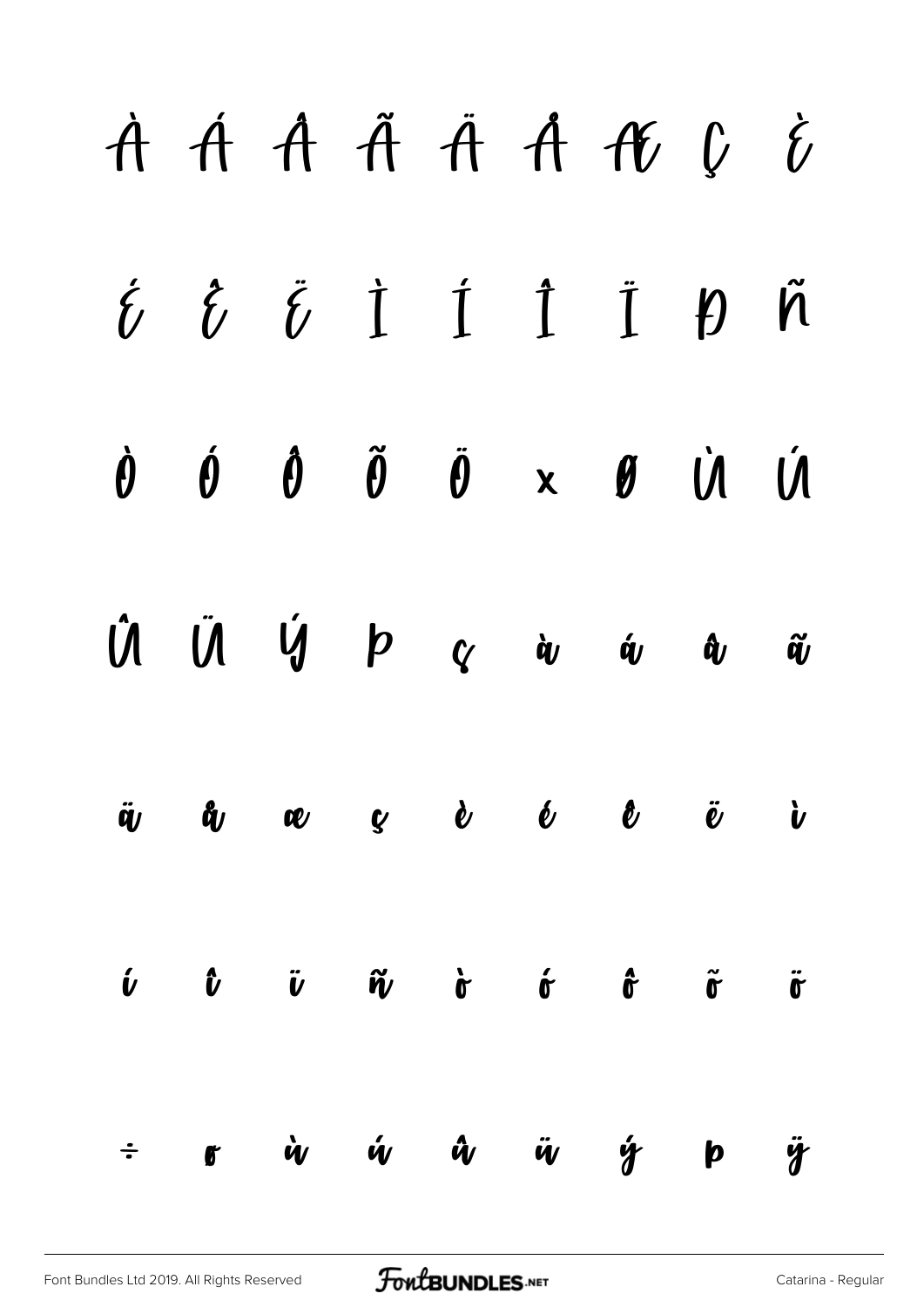À Á Â Ã Ä Å Æ Ç È

É Ê Ë Ì Í Î Ï Ð Ñ

Ò Ó Ô Õ Ö × Ø Ù Ú

Û Ü Ý Þ ß à á â ã

ä å æ ç è é ê ë ì

í î ï ñ ò ó ô õ ö

÷ ø ù ú û ü ý þ ÿ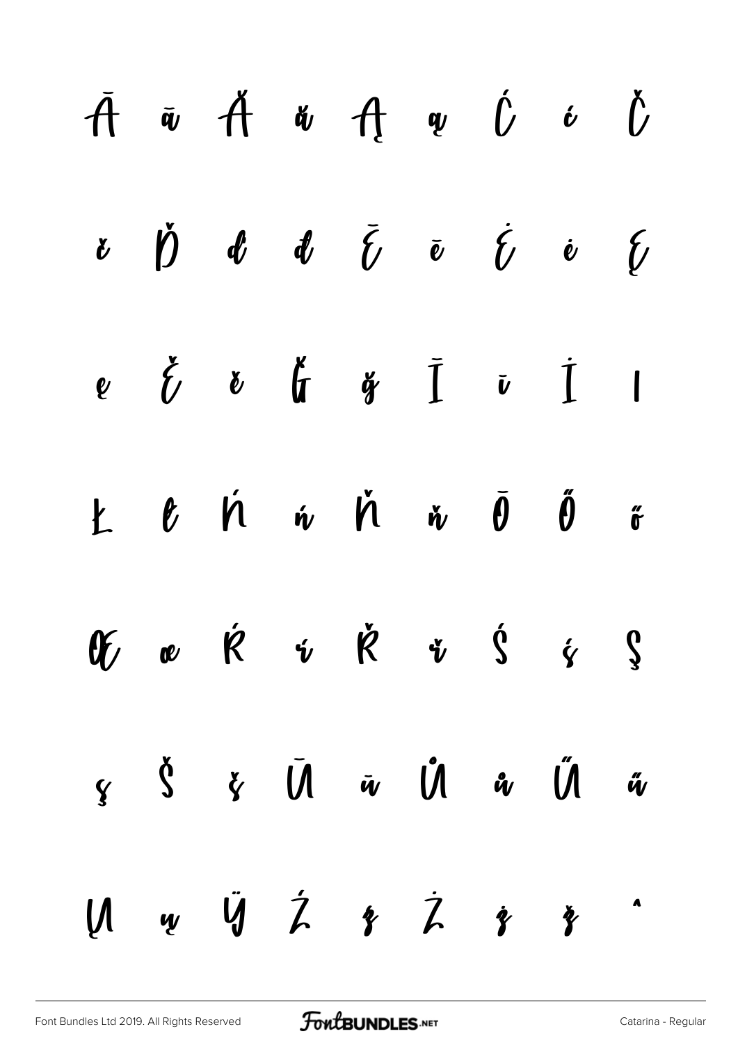Ā ā Ă ă Ą ą Ć ć Č

č Ď ď đ Ē ē Ė ė Ę

ę Ě ě Ğ ğ Ī ī İ ı

Ł ł Ń ń Ň ň Ō Ő ő

Œ œ Ŕ ŕ Ř ř Ś ś Ş

ş Š š Ū ū Ů ů Ű ű

Ų ų Ÿ Ź ź Ż ż ž ˆ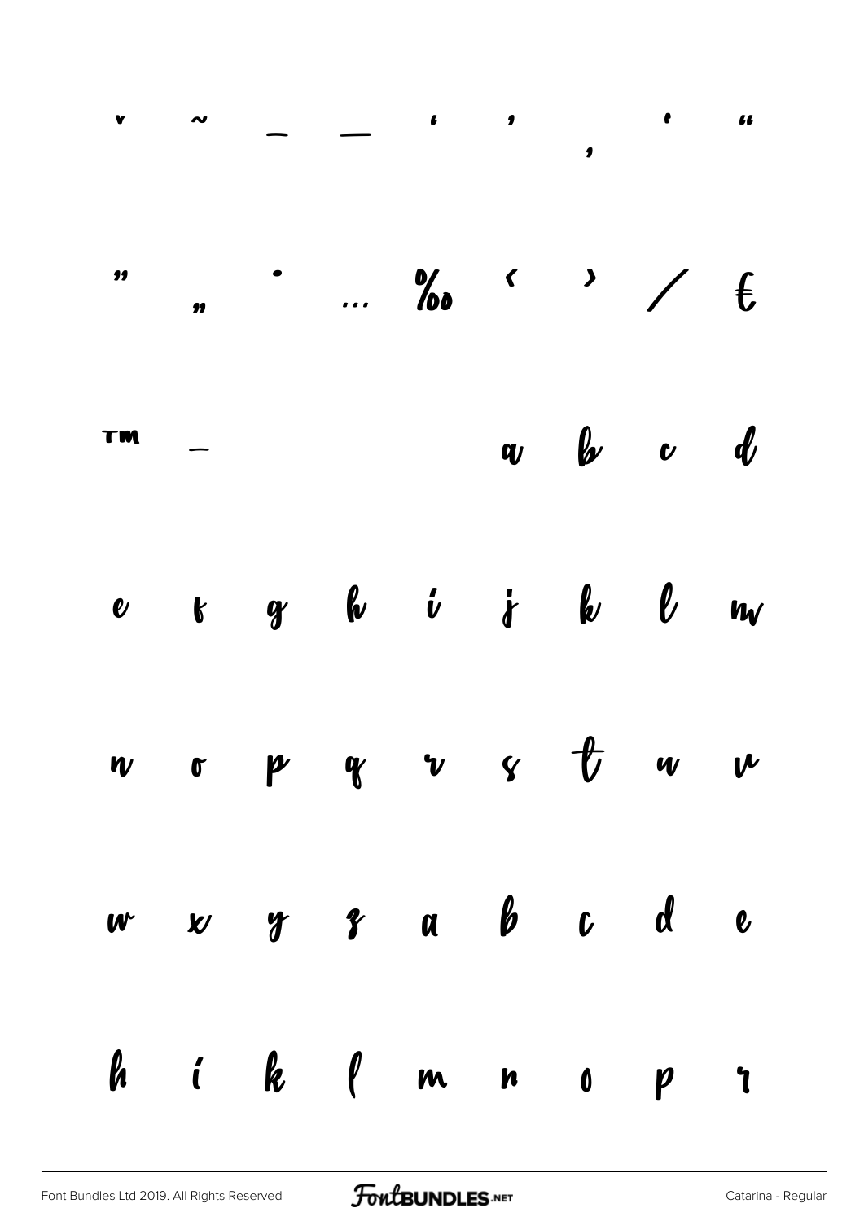ˇ ˜ – — ' ' ‚ ' "

" „ • … ‰ ‹ › ⁄ €

™ -   a b c d

e f g h i j k l m

n o p q r s t u v

w x y z a b c d e

h i k l m n o p r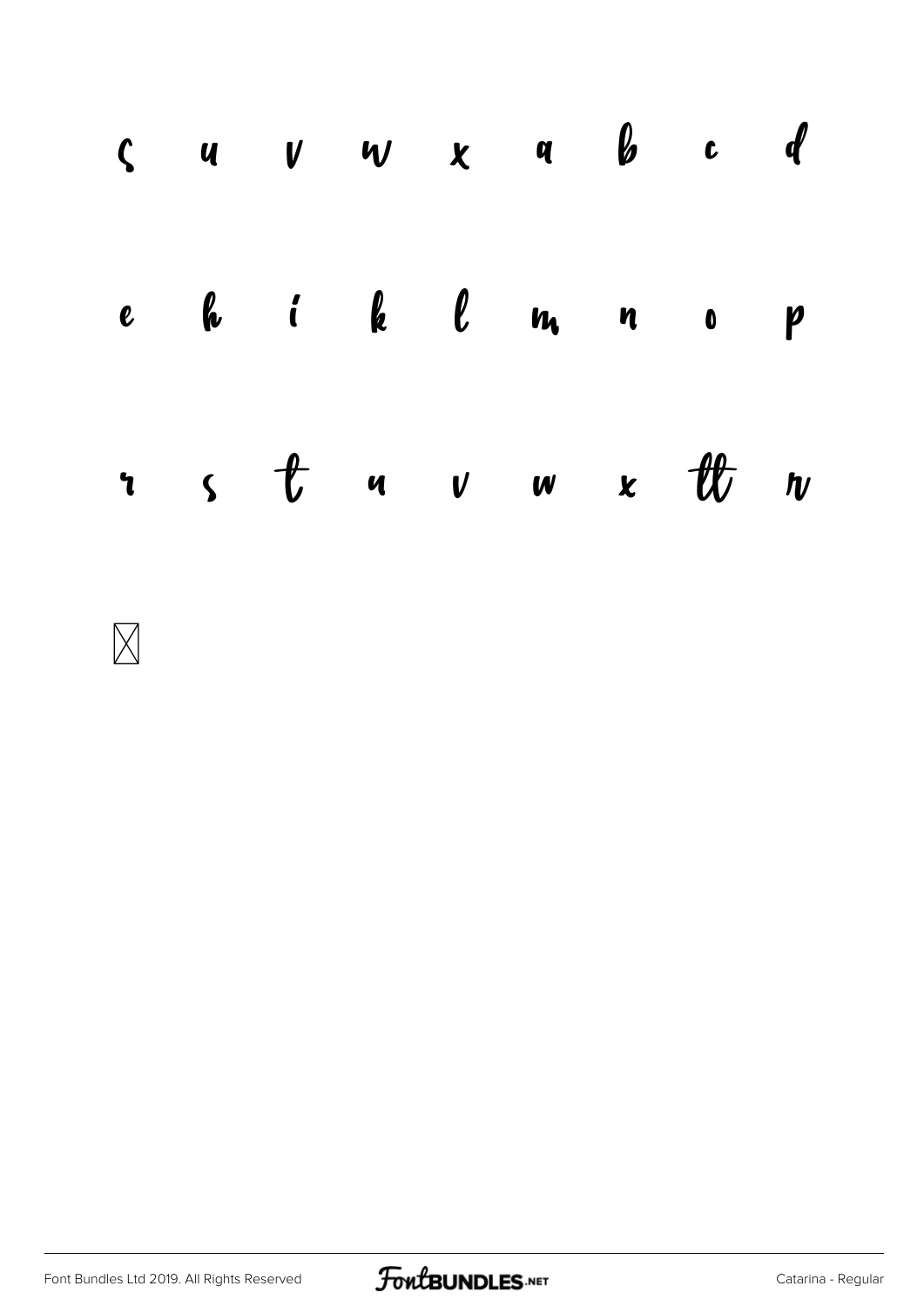ς u v w x a b c d

e h i k l m n o p

r s t u v w x tt rv

⊠